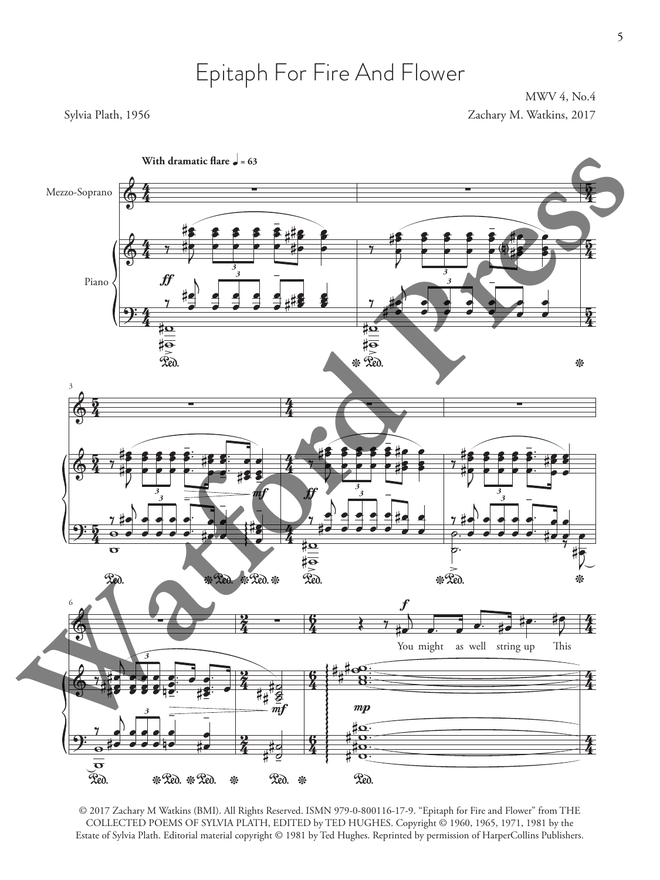# Epitaph For Fire And Flower

MWV 4, No.4

Sylvia Plath, 1956

Zachary M. Watkins, 2017

© 2017 Zachary M Watkins (BMI). All Rights Reserved. ISMN 979-0-800116-17-9. "Epitaph for Fire and Flower" from THE COLLECTED POEMS OF SYLVIA PLATH, EDITED by TED HUGHES. Copyright © 1960, 1965, 1971, 1981 by the Estate of Sylvia Plath. Editorial material copyright © 1981 by Ted Hughes. Reprinted by permission of HarperCollins Publishers.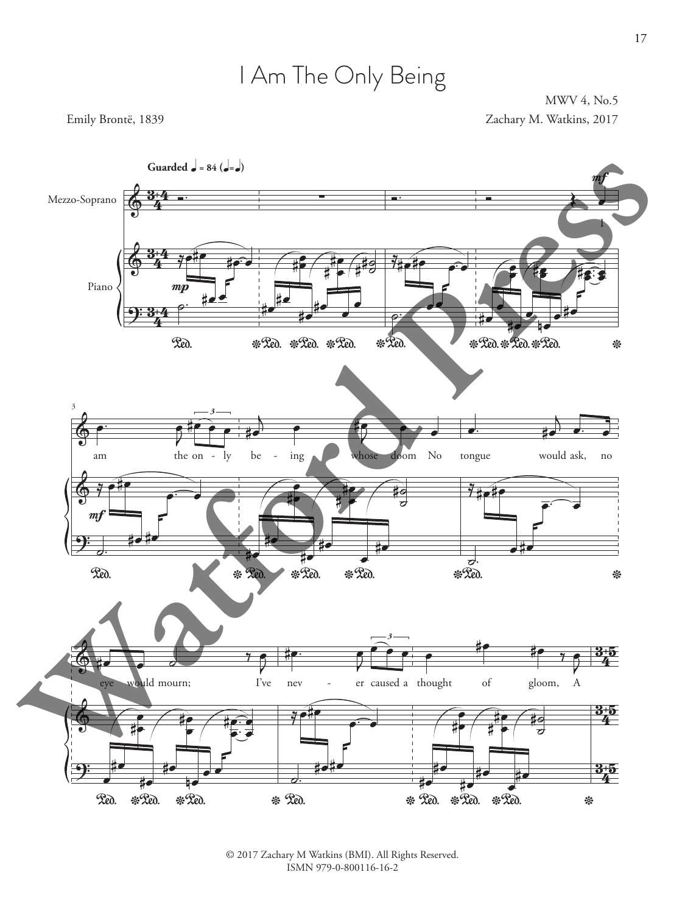# I Am The Only Being

MWV 4, No.5

Emily Brontë, 1839

Zachary M. Watkins, 2017

**Guarded** ♩ = 84 (♩=♩)

Mezzo-Soprano

Piano

I am the on - ly be - ing whose doom No tongue would ask, no eye would mourn; I've nev - er caused a thought of gloom, A

© 2017 Zachary M Watkins (BMI). All Rights Reserved.
ISMN 979-0-800116-16-2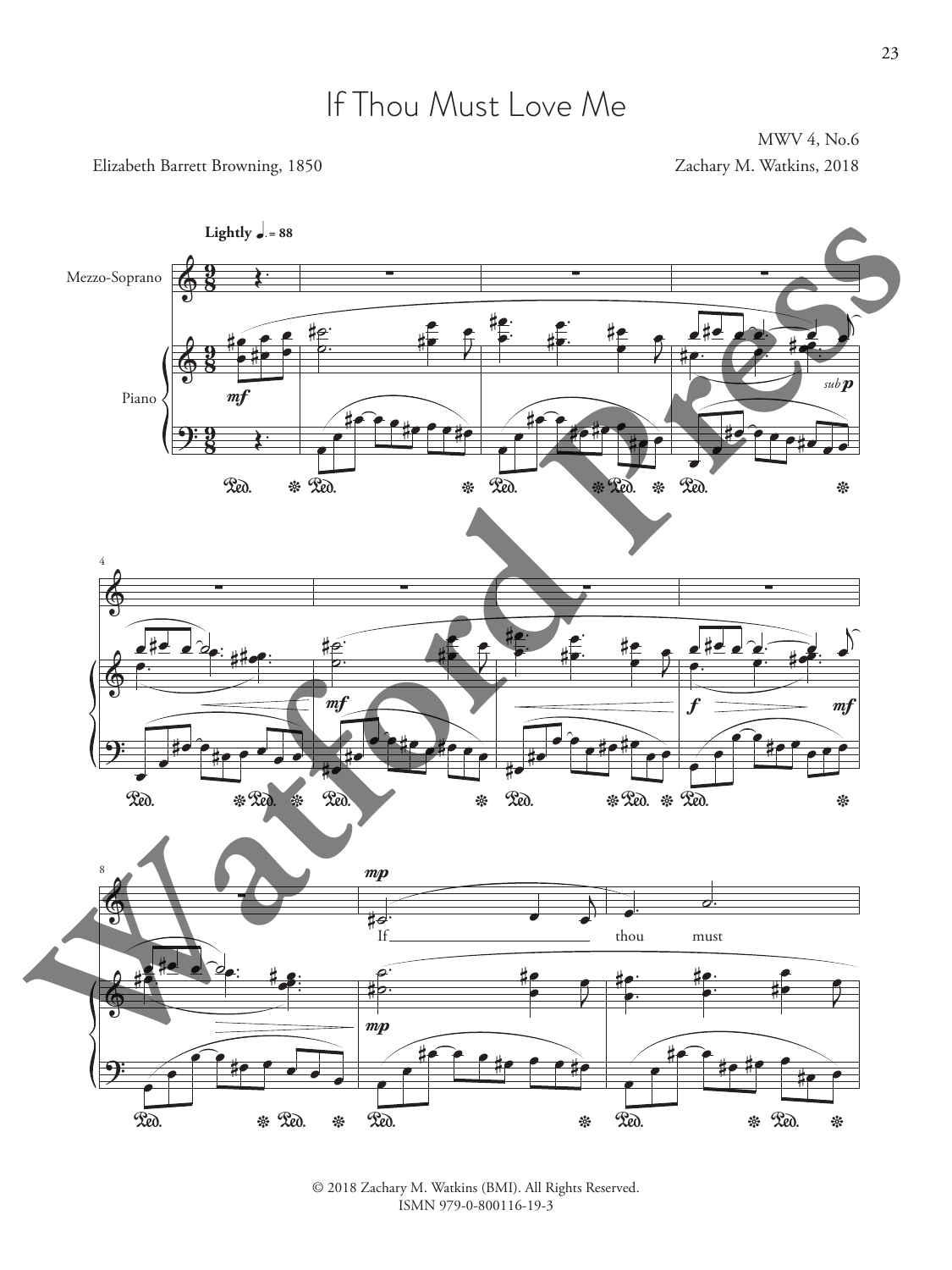# If Thou Must Love Me

MWV 4, No.6

Elizabeth Barrett Browning, 1850

Zachary M. Watkins, 2018

Lightly ♩. = 88

Mezzo-Soprano

Piano

If thou must

© 2018 Zachary M. Watkins (BMI). All Rights Reserved.
ISMN 979-0-800116-19-3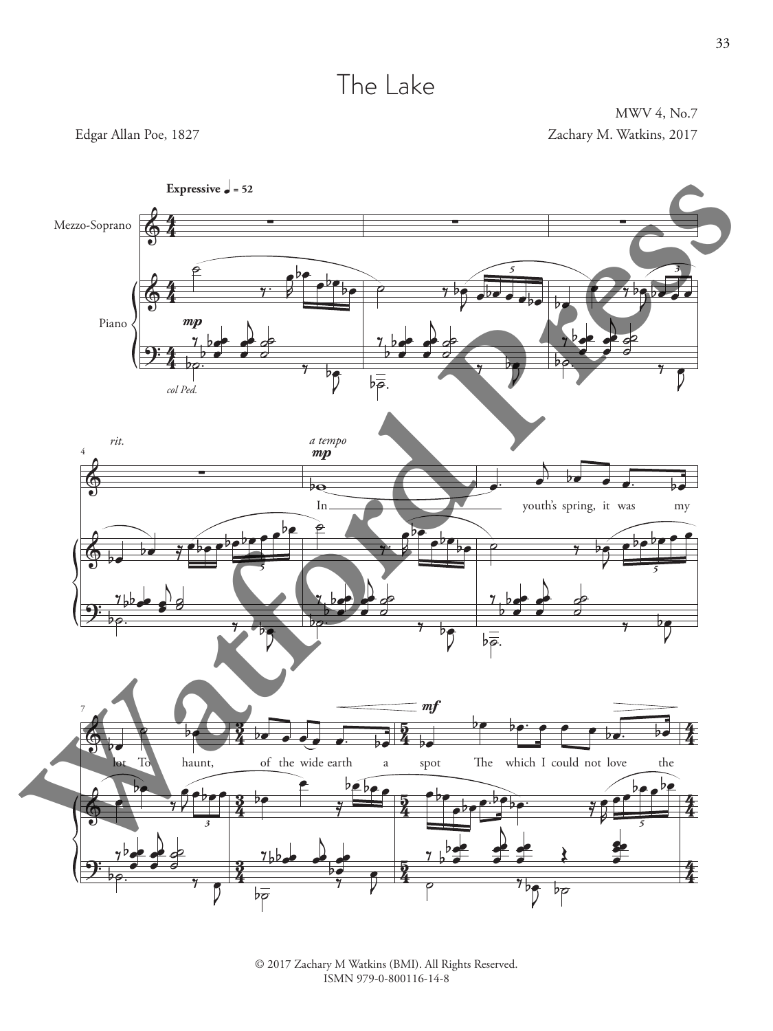# The Lake

MWV 4, No.7

Edgar Allan Poe, 1827

Zachary M. Watkins, 2017

**Expressive** ♩ = 52

Mezzo-Soprano

Piano

*mp*

*col Ped.*

*rit.*

*a tempo*

*mp*

In youth's spring, it was my

lot To haunt, of the wide earth a spot The which I could not love the

*mf*

© 2017 Zachary M Watkins (BMI). All Rights Reserved.
ISMN 979-0-800116-14-8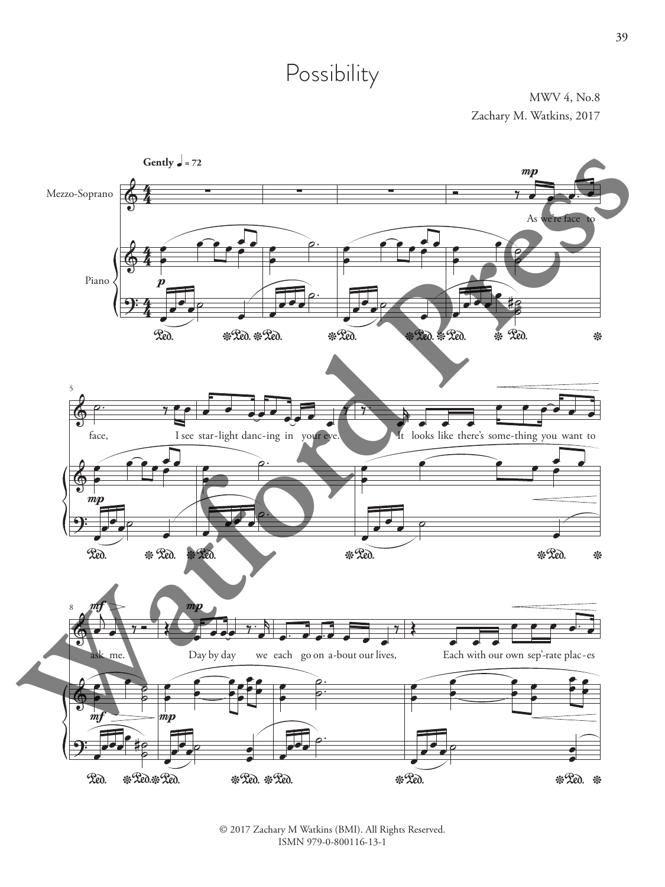# Possibility

MWV 4, No.8
Zachary M. Watkins, 2017

**Gently** ♩ = 72

Mezzo-Soprano

Piano

As we're face to face, I see star-light danc-ing in your eye. It looks like there's some-thing you want to ask me. Day by day we each go on a-bout our lives, Each with our own sep'rate plac-es

© 2017 Zachary M Watkins (BMI). All Rights Reserved.
ISMN 979-0-800116-13-1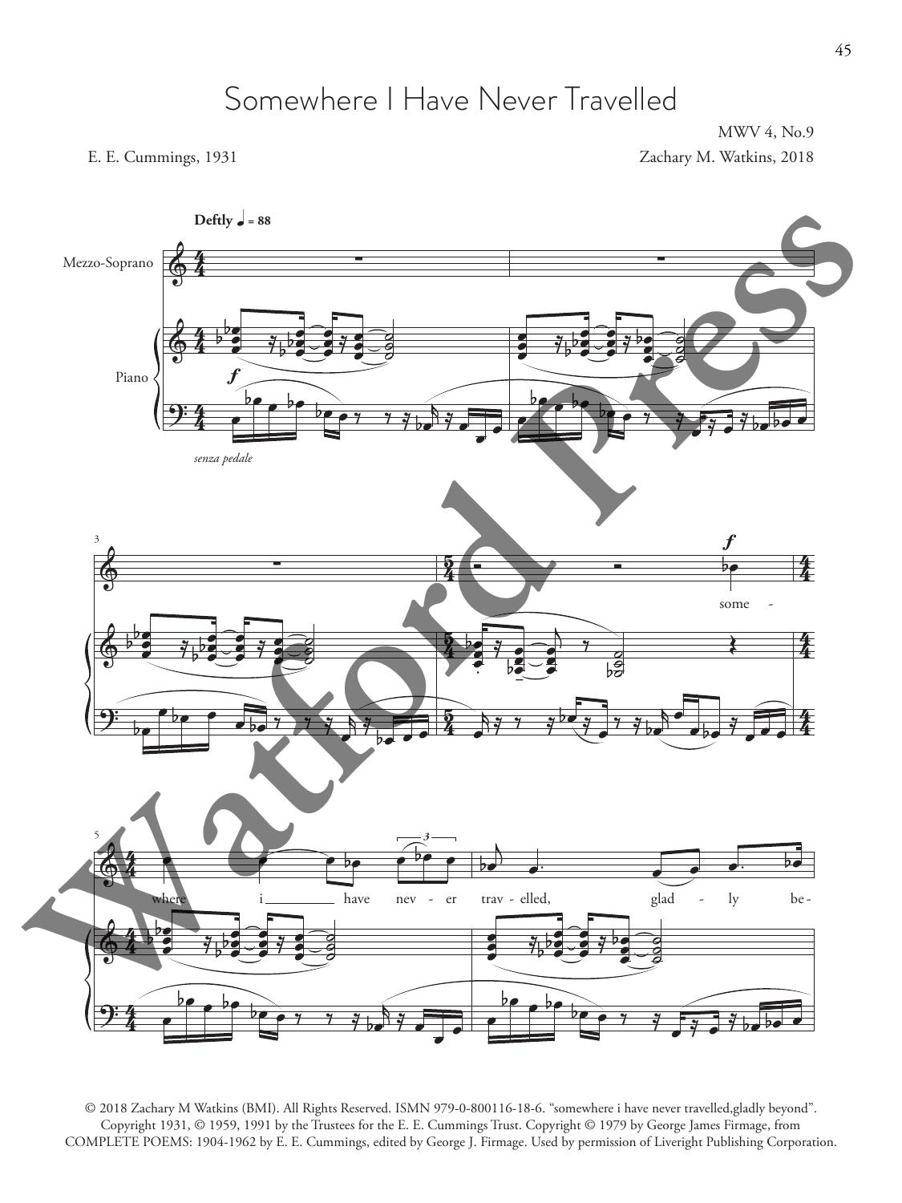# Somewhere I Have Never Travelled

MWV 4, No.9

E. E. Cummings, 1931

Zachary M. Watkins, 2018

© 2018 Zachary M Watkins (BMI). All Rights Reserved. ISMN 979-0-800116-18-6. "somewhere i have never travelled,gladly beyond". Copyright 1931, © 1959, 1991 by the Trustees for the E. E. Cummings Trust. Copyright © 1979 by George James Firmage, from COMPLETE POEMS: 1904-1962 by E. E. Cummings, edited by George J. Firmage. Used by permission of Liveright Publishing Corporation.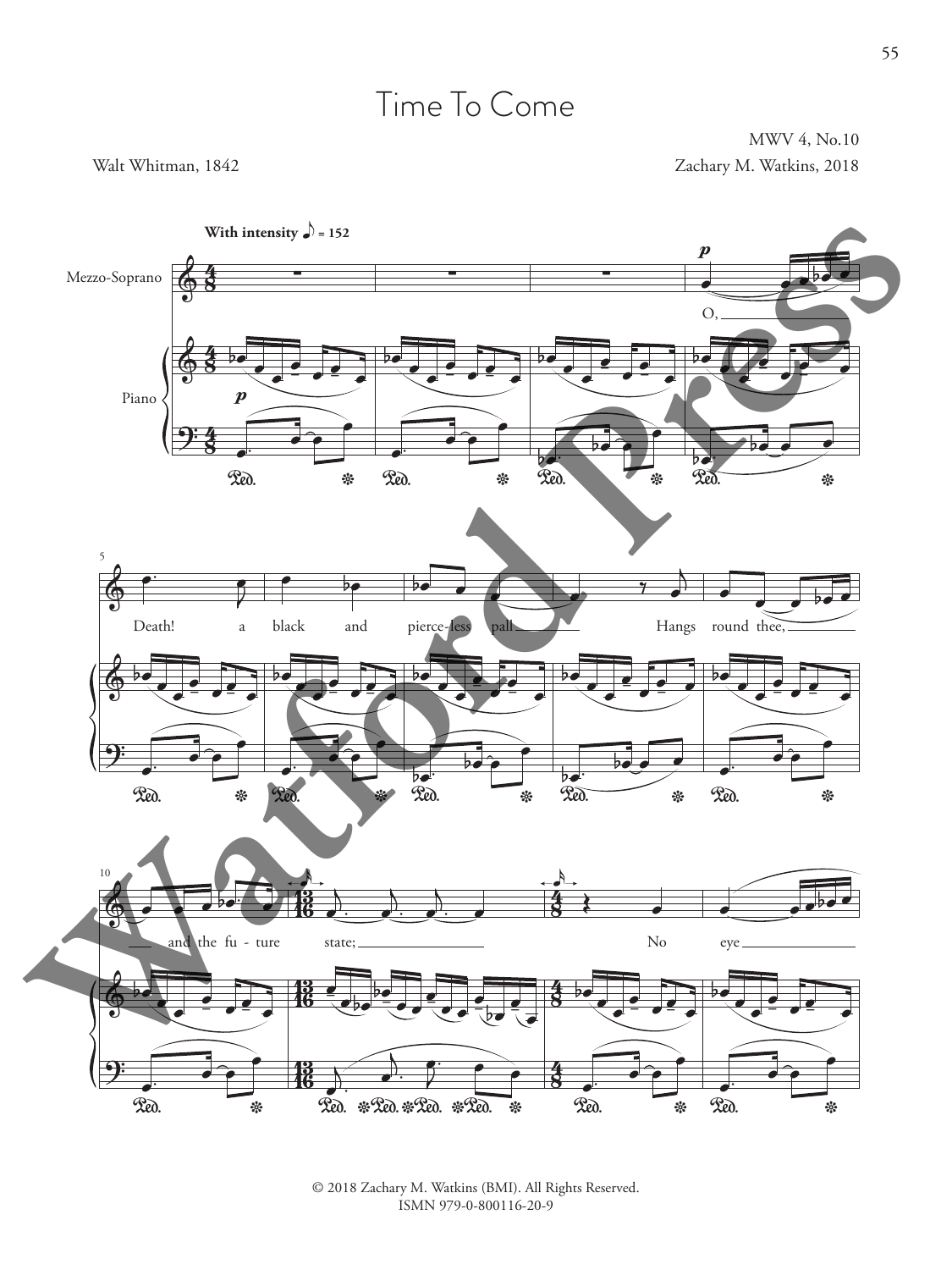# Time To Come

MWV 4, No.10

Walt Whitman, 1842

Zachary M. Watkins, 2018

**With intensity** ♪ = 152

Mezzo-Soprano

Piano

O, Death! a black and pierce-less pall Hangs round thee, and the fu - ture state; No eye

© 2018 Zachary M. Watkins (BMI). All Rights Reserved.
ISMN 979-0-800116-20-9